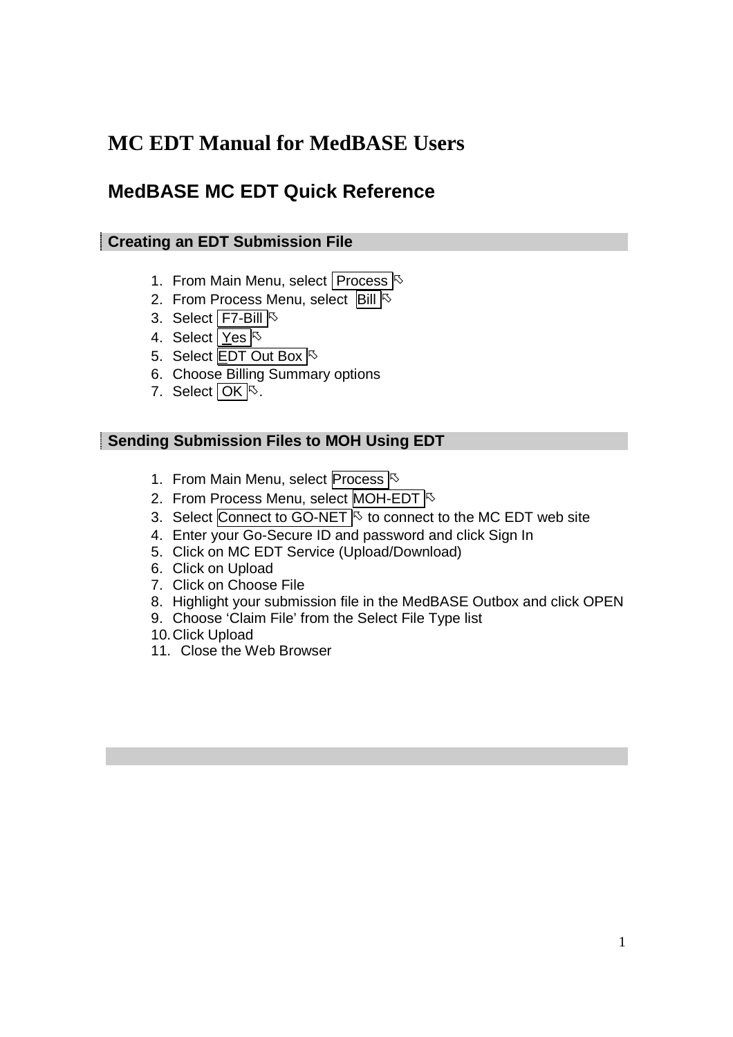# MC EDT Manual for MedBASE Users

## MedBASE MC EDT Quick Reference

### Creating an EDT Submission File

1. From Main Menu, select Process
2. From Process Menu, select Bill
3. Select F7-Bill
4. Select Yes
5. Select EDT Out Box
6. Choose Billing Summary options
7. Select OK.

### Sending Submission Files to MOH Using EDT

1. From Main Menu, select Process
2. From Process Menu, select MOH-EDT
3. Select Connect to GO-NET to connect to the MC EDT web site
4. Enter your Go-Secure ID and password and click Sign In
5. Click on MC EDT Service (Upload/Download)
6. Click on Upload
7. Click on Choose File
8. Highlight your submission file in the MedBASE Outbox and click OPEN
9. Choose 'Claim File' from the Select File Type list
10. Click Upload
11. Close the Web Browser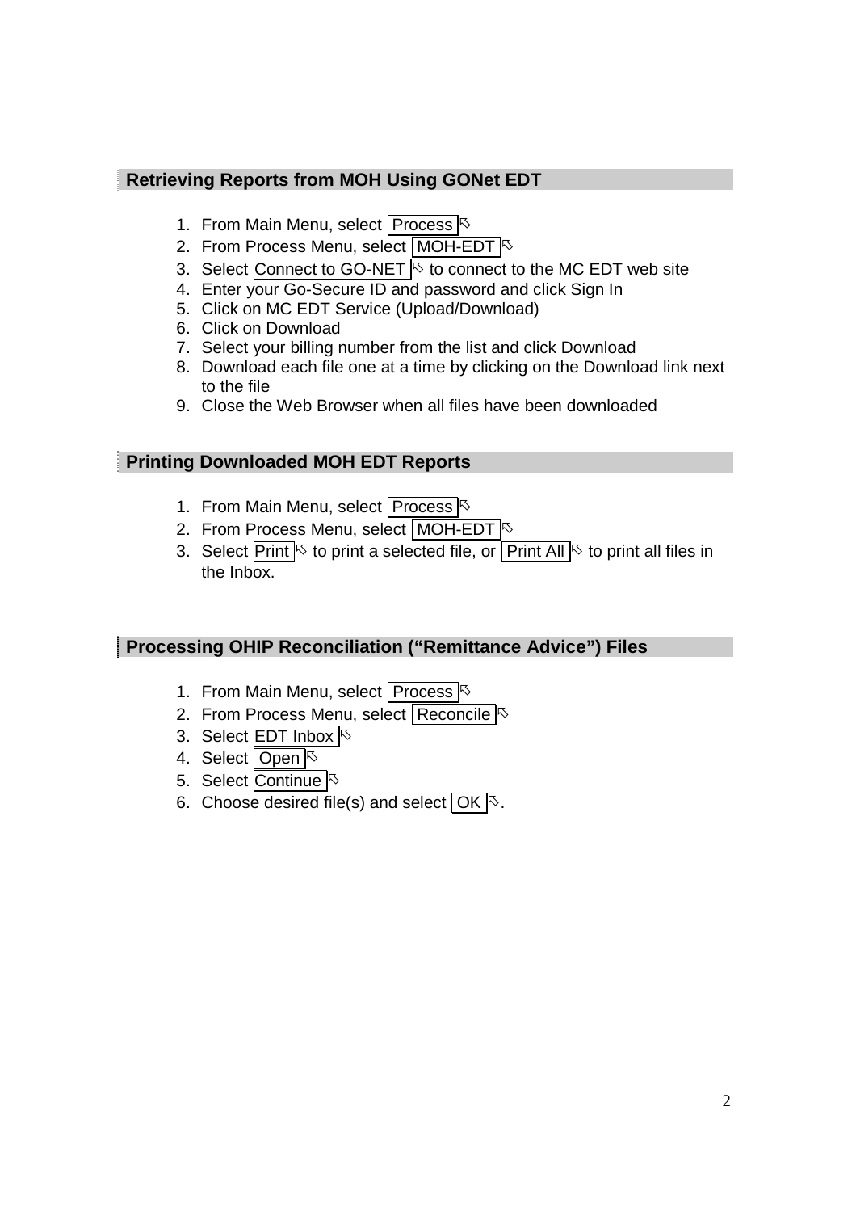## Retrieving Reports from MOH Using GONet EDT

1. From Main Menu, select Process
2. From Process Menu, select MOH-EDT
3. Select Connect to GO-NET to connect to the MC EDT web site
4. Enter your Go-Secure ID and password and click Sign In
5. Click on MC EDT Service (Upload/Download)
6. Click on Download
7. Select your billing number from the list and click Download
8. Download each file one at a time by clicking on the Download link next to the file
9. Close the Web Browser when all files have been downloaded

## Printing Downloaded MOH EDT Reports

1. From Main Menu, select Process
2. From Process Menu, select MOH-EDT
3. Select Print to print a selected file, or Print All to print all files in the Inbox.

## Processing OHIP Reconciliation (“Remittance Advice”) Files

1. From Main Menu, select Process
2. From Process Menu, select Reconcile
3. Select EDT Inbox
4. Select Open
5. Select Continue
6. Choose desired file(s) and select OK.